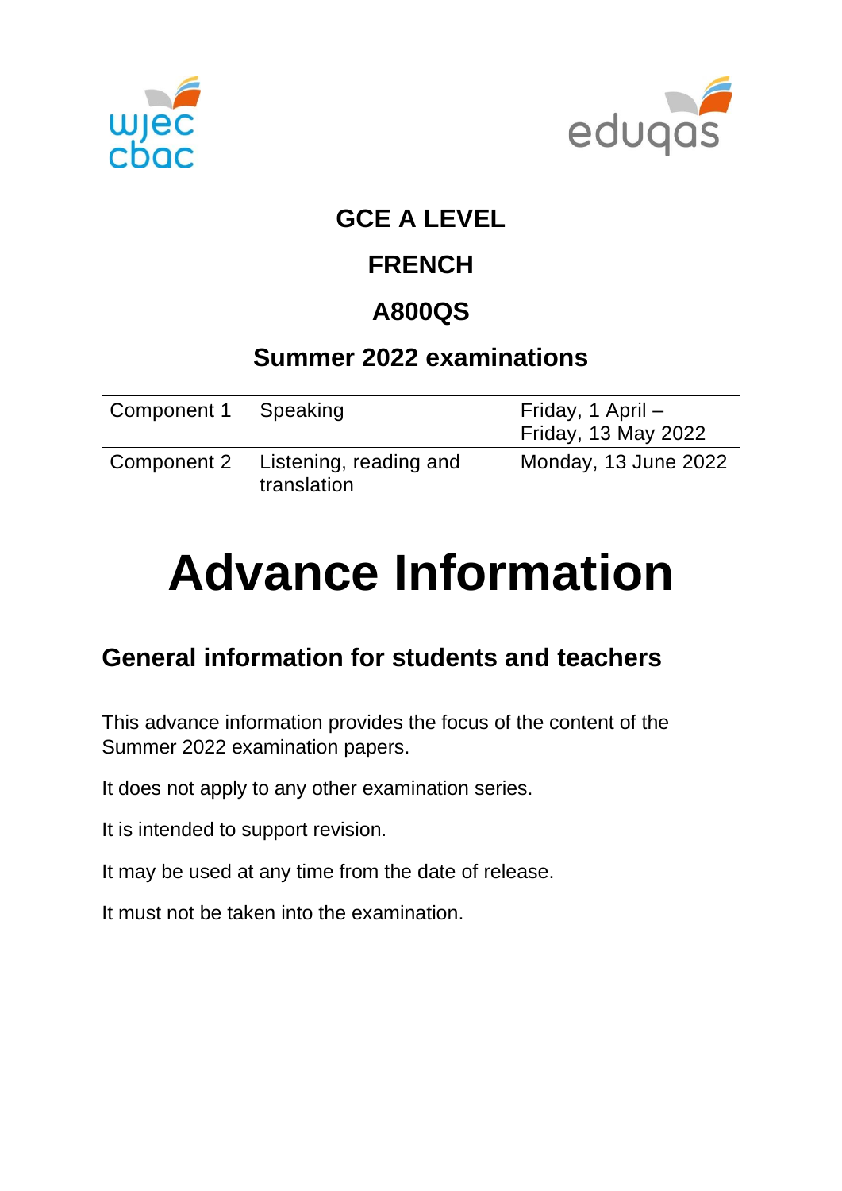# GCE A LEVEL

# FRENCH

# A800QS

## Summer 2022 examinations

| Component 1 | Speaking | Friday, 1 April – Friday, 13 May 2022 |
|---|---|---|
| Component 2 | Listening, reading and translation | Monday, 13 June 2022 |

# Advance Information

## General information for students and teachers

This advance information provides the focus of the content of the Summer 2022 examination papers.

It does not apply to any other examination series.

It is intended to support revision.

It may be used at any time from the date of release.

It must not be taken into the examination.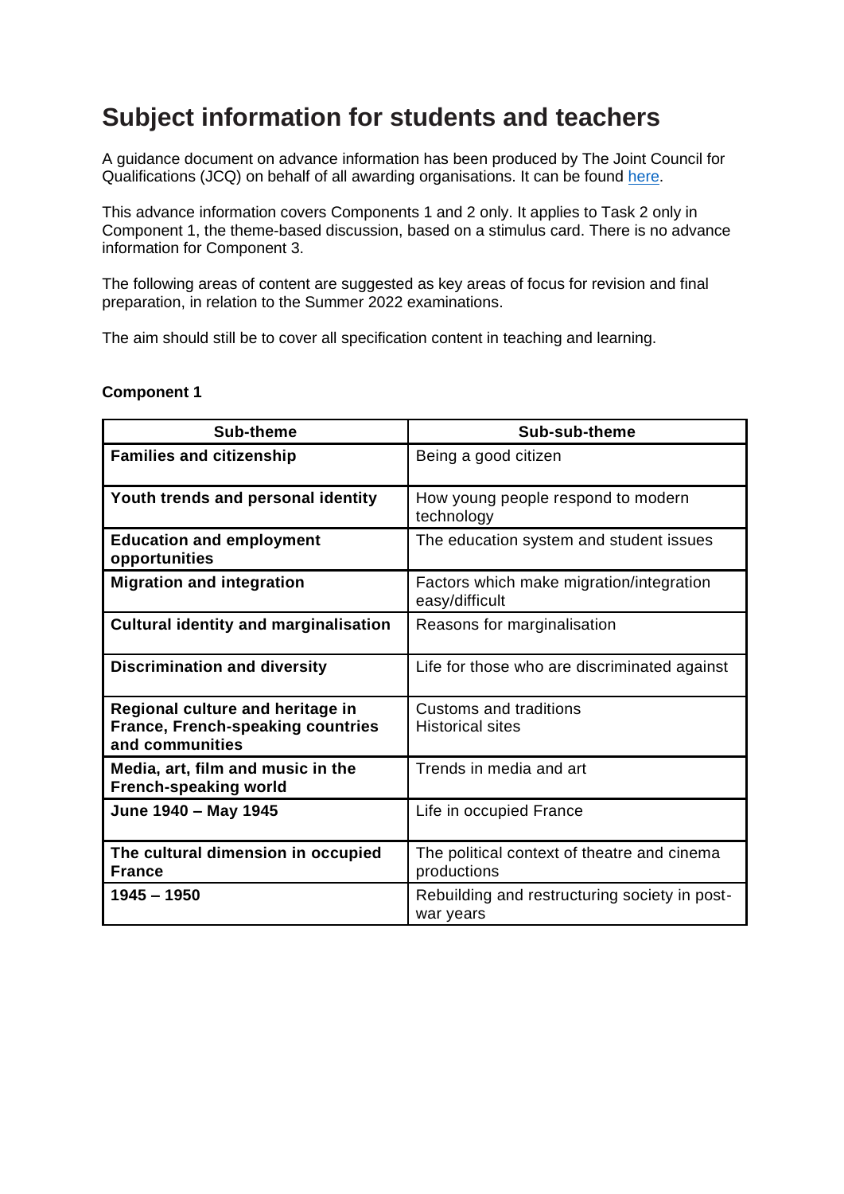# Subject information for students and teachers

A guidance document on advance information has been produced by The Joint Council for Qualifications (JCQ) on behalf of all awarding organisations. It can be found here.

This advance information covers Components 1 and 2 only. It applies to Task 2 only in Component 1, the theme-based discussion, based on a stimulus card. There is no advance information for Component 3.

The following areas of content are suggested as key areas of focus for revision and final preparation, in relation to the Summer 2022 examinations.

The aim should still be to cover all specification content in teaching and learning.

**Component 1**

| Sub-theme | Sub-sub-theme |
| --- | --- |
| **Families and citizenship** | Being a good citizen |
| **Youth trends and personal identity** | How young people respond to modern technology |
| **Education and employment opportunities** | The education system and student issues |
| **Migration and integration** | Factors which make migration/integration easy/difficult |
| **Cultural identity and marginalisation** | Reasons for marginalisation |
| **Discrimination and diversity** | Life for those who are discriminated against |
| **Regional culture and heritage in France, French-speaking countries and communities** | Customs and traditions<br>Historical sites |
| **Media, art, film and music in the French-speaking world** | Trends in media and art |
| **June 1940 – May 1945** | Life in occupied France |
| **The cultural dimension in occupied France** | The political context of theatre and cinema productions |
| **1945 – 1950** | Rebuilding and restructuring society in post-war years |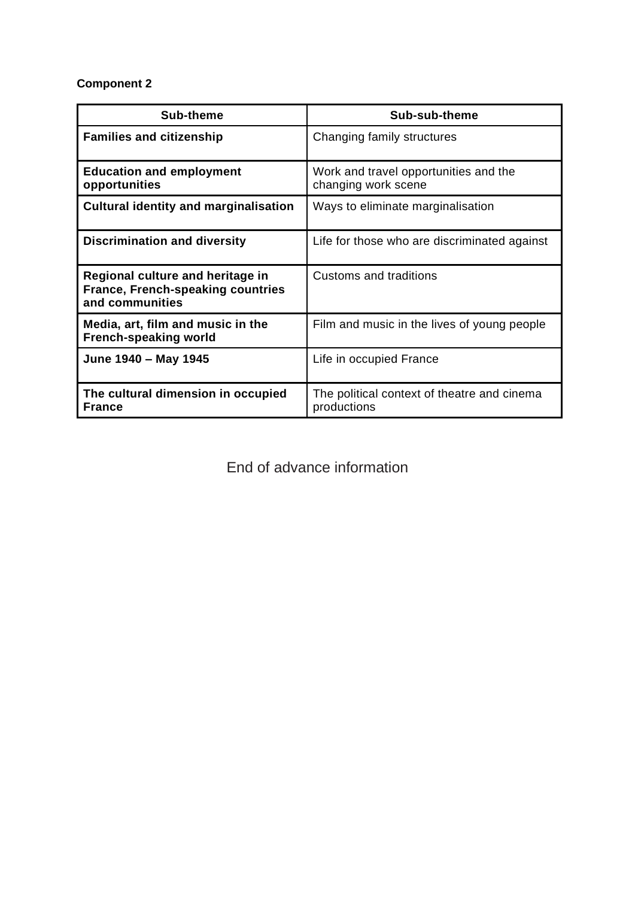**Component 2**

| Sub-theme | Sub-sub-theme |
|---|---|
| **Families and citizenship** | Changing family structures |
| **Education and employment opportunities** | Work and travel opportunities and the changing work scene |
| **Cultural identity and marginalisation** | Ways to eliminate marginalisation |
| **Discrimination and diversity** | Life for those who are discriminated against |
| **Regional culture and heritage in France, French-speaking countries and communities** | Customs and traditions |
| **Media, art, film and music in the French-speaking world** | Film and music in the lives of young people |
| **June 1940 – May 1945** | Life in occupied France |
| **The cultural dimension in occupied France** | The political context of theatre and cinema productions |

End of advance information